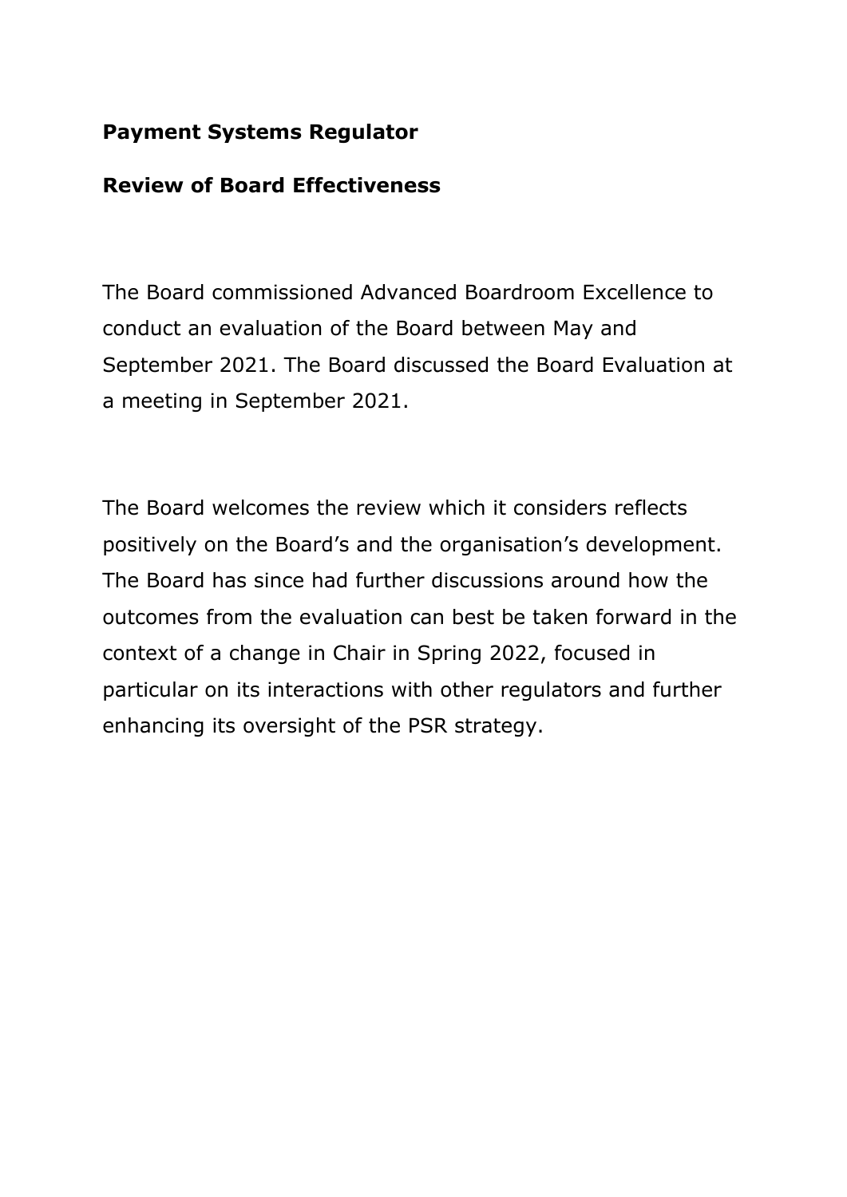**Payment Systems Regulator**

**Review of Board Effectiveness**

The Board commissioned Advanced Boardroom Excellence to conduct an evaluation of the Board between May and September 2021. The Board discussed the Board Evaluation at a meeting in September 2021.

The Board welcomes the review which it considers reflects positively on the Board's and the organisation's development. The Board has since had further discussions around how the outcomes from the evaluation can best be taken forward in the context of a change in Chair in Spring 2022, focused in particular on its interactions with other regulators and further enhancing its oversight of the PSR strategy.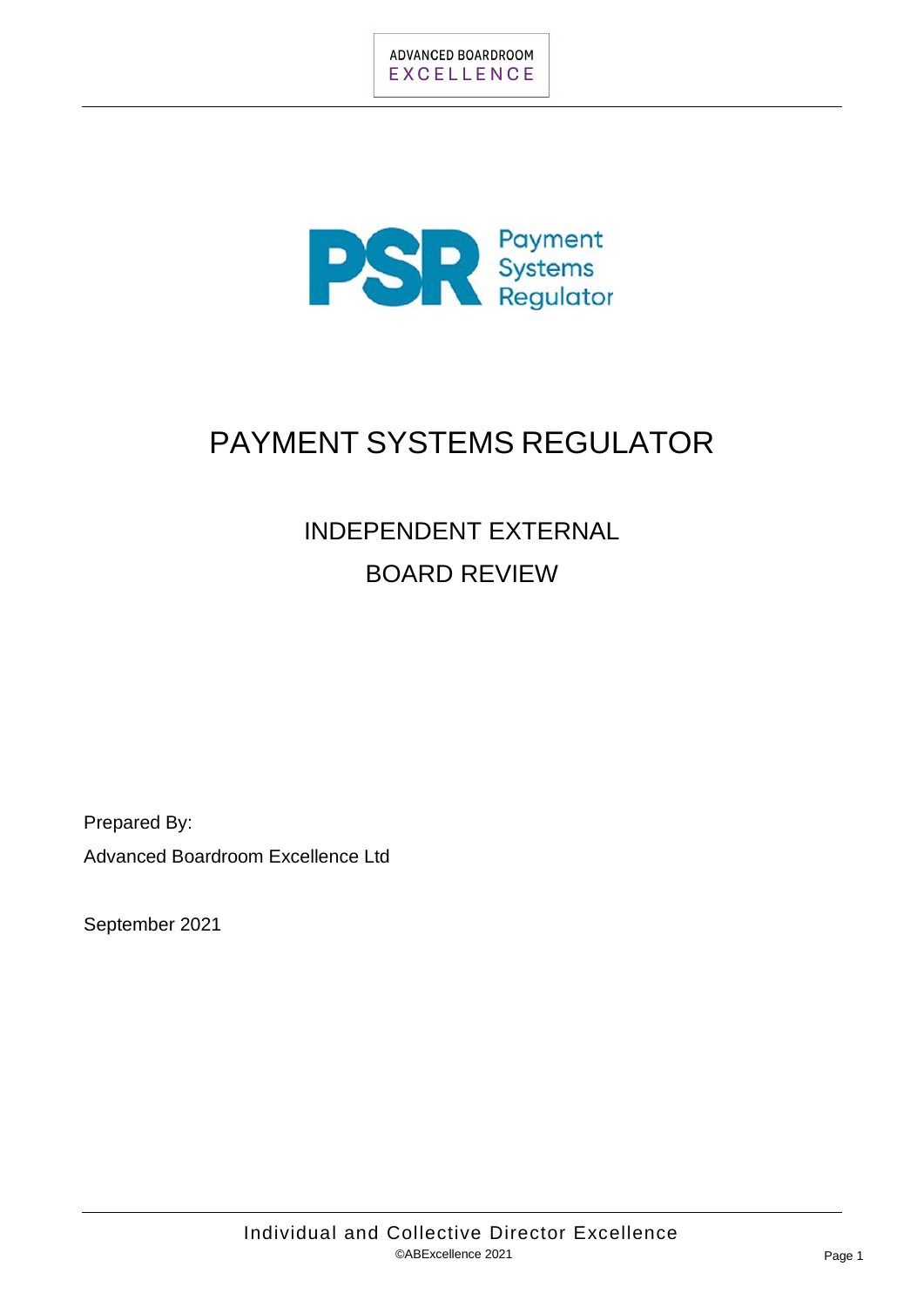# PAYMENT SYSTEMS REGULATOR

## INDEPENDENT EXTERNAL BOARD REVIEW

Prepared By:

Advanced Boardroom Excellence Ltd

September 2021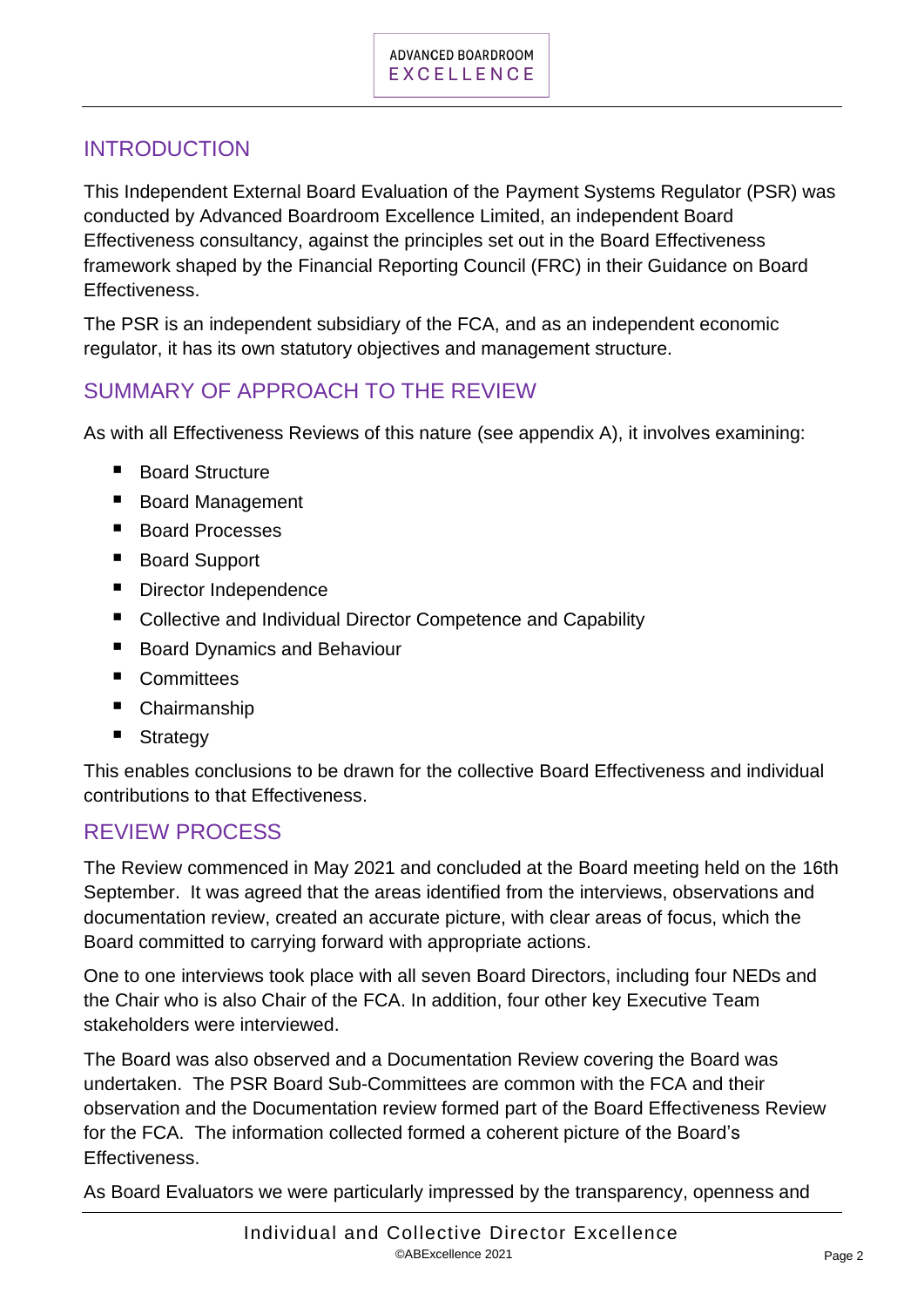## INTRODUCTION

This Independent External Board Evaluation of the Payment Systems Regulator (PSR) was conducted by Advanced Boardroom Excellence Limited, an independent Board Effectiveness consultancy, against the principles set out in the Board Effectiveness framework shaped by the Financial Reporting Council (FRC) in their Guidance on Board Effectiveness.

The PSR is an independent subsidiary of the FCA, and as an independent economic regulator, it has its own statutory objectives and management structure.

## SUMMARY OF APPROACH TO THE REVIEW

As with all Effectiveness Reviews of this nature (see appendix A), it involves examining:

- Board Structure
- Board Management
- Board Processes
- Board Support
- Director Independence
- Collective and Individual Director Competence and Capability
- Board Dynamics and Behaviour
- Committees
- Chairmanship
- Strategy

This enables conclusions to be drawn for the collective Board Effectiveness and individual contributions to that Effectiveness.

## REVIEW PROCESS

The Review commenced in May 2021 and concluded at the Board meeting held on the 16th September. It was agreed that the areas identified from the interviews, observations and documentation review, created an accurate picture, with clear areas of focus, which the Board committed to carrying forward with appropriate actions.

One to one interviews took place with all seven Board Directors, including four NEDs and the Chair who is also Chair of the FCA. In addition, four other key Executive Team stakeholders were interviewed.

The Board was also observed and a Documentation Review covering the Board was undertaken. The PSR Board Sub-Committees are common with the FCA and their observation and the Documentation review formed part of the Board Effectiveness Review for the FCA. The information collected formed a coherent picture of the Board's Effectiveness.

As Board Evaluators we were particularly impressed by the transparency, openness and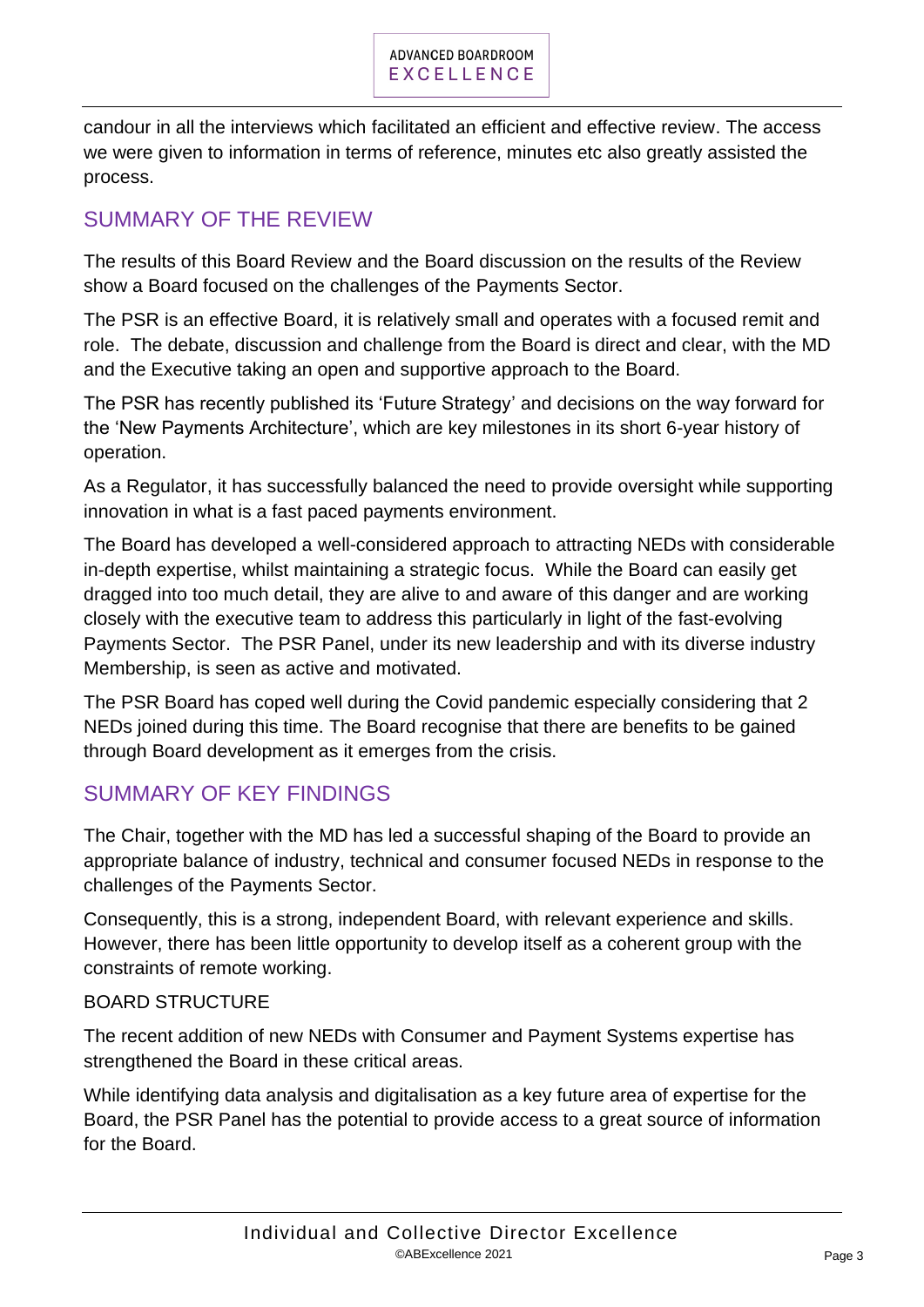candour in all the interviews which facilitated an efficient and effective review. The access we were given to information in terms of reference, minutes etc also greatly assisted the process.

## SUMMARY OF THE REVIEW

The results of this Board Review and the Board discussion on the results of the Review show a Board focused on the challenges of the Payments Sector.

The PSR is an effective Board, it is relatively small and operates with a focused remit and role. The debate, discussion and challenge from the Board is direct and clear, with the MD and the Executive taking an open and supportive approach to the Board.

The PSR has recently published its 'Future Strategy' and decisions on the way forward for the 'New Payments Architecture', which are key milestones in its short 6-year history of operation.

As a Regulator, it has successfully balanced the need to provide oversight while supporting innovation in what is a fast paced payments environment.

The Board has developed a well-considered approach to attracting NEDs with considerable in-depth expertise, whilst maintaining a strategic focus. While the Board can easily get dragged into too much detail, they are alive to and aware of this danger and are working closely with the executive team to address this particularly in light of the fast-evolving Payments Sector. The PSR Panel, under its new leadership and with its diverse industry Membership, is seen as active and motivated.

The PSR Board has coped well during the Covid pandemic especially considering that 2 NEDs joined during this time. The Board recognise that there are benefits to be gained through Board development as it emerges from the crisis.

## SUMMARY OF KEY FINDINGS

The Chair, together with the MD has led a successful shaping of the Board to provide an appropriate balance of industry, technical and consumer focused NEDs in response to the challenges of the Payments Sector.

Consequently, this is a strong, independent Board, with relevant experience and skills. However, there has been little opportunity to develop itself as a coherent group with the constraints of remote working.

### BOARD STRUCTURE

The recent addition of new NEDs with Consumer and Payment Systems expertise has strengthened the Board in these critical areas.

While identifying data analysis and digitalisation as a key future area of expertise for the Board, the PSR Panel has the potential to provide access to a great source of information for the Board.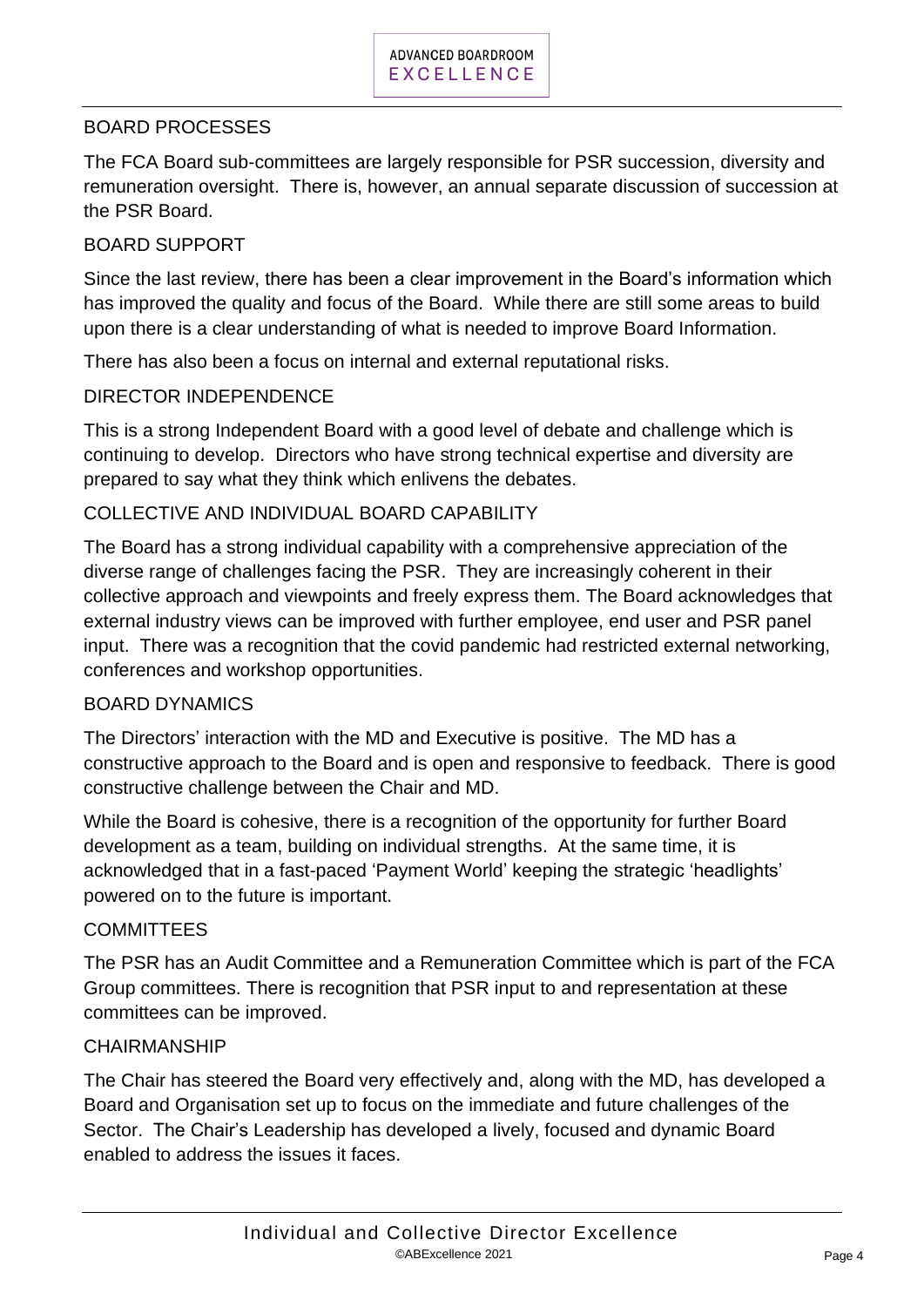## BOARD PROCESSES

The FCA Board sub-committees are largely responsible for PSR succession, diversity and remuneration oversight. There is, however, an annual separate discussion of succession at the PSR Board.

## BOARD SUPPORT

Since the last review, there has been a clear improvement in the Board's information which has improved the quality and focus of the Board. While there are still some areas to build upon there is a clear understanding of what is needed to improve Board Information.

There has also been a focus on internal and external reputational risks.

## DIRECTOR INDEPENDENCE

This is a strong Independent Board with a good level of debate and challenge which is continuing to develop. Directors who have strong technical expertise and diversity are prepared to say what they think which enlivens the debates.

## COLLECTIVE AND INDIVIDUAL BOARD CAPABILITY

The Board has a strong individual capability with a comprehensive appreciation of the diverse range of challenges facing the PSR. They are increasingly coherent in their collective approach and viewpoints and freely express them. The Board acknowledges that external industry views can be improved with further employee, end user and PSR panel input. There was a recognition that the covid pandemic had restricted external networking, conferences and workshop opportunities.

## BOARD DYNAMICS

The Directors' interaction with the MD and Executive is positive. The MD has a constructive approach to the Board and is open and responsive to feedback. There is good constructive challenge between the Chair and MD.

While the Board is cohesive, there is a recognition of the opportunity for further Board development as a team, building on individual strengths. At the same time, it is acknowledged that in a fast-paced 'Payment World' keeping the strategic 'headlights' powered on to the future is important.

## COMMITTEES

The PSR has an Audit Committee and a Remuneration Committee which is part of the FCA Group committees. There is recognition that PSR input to and representation at these committees can be improved.

## CHAIRMANSHIP

The Chair has steered the Board very effectively and, along with the MD, has developed a Board and Organisation set up to focus on the immediate and future challenges of the Sector. The Chair's Leadership has developed a lively, focused and dynamic Board enabled to address the issues it faces.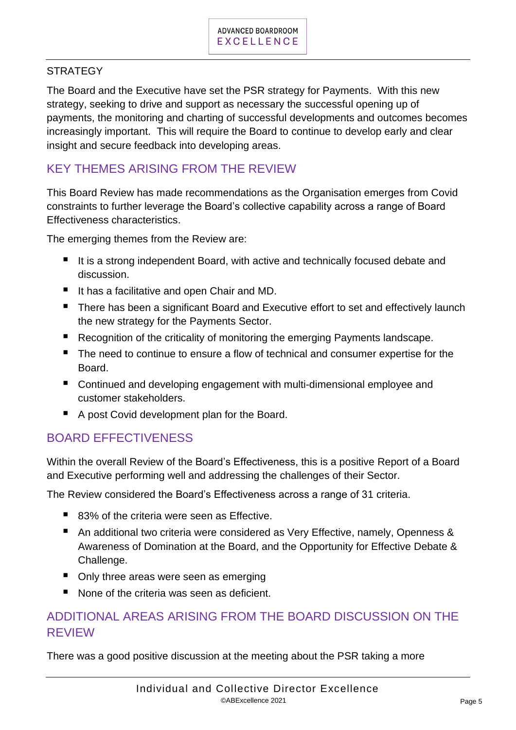STRATEGY

The Board and the Executive have set the PSR strategy for Payments. With this new strategy, seeking to drive and support as necessary the successful opening up of payments, the monitoring and charting of successful developments and outcomes becomes increasingly important. This will require the Board to continue to develop early and clear insight and secure feedback into developing areas.

## KEY THEMES ARISING FROM THE REVIEW

This Board Review has made recommendations as the Organisation emerges from Covid constraints to further leverage the Board's collective capability across a range of Board Effectiveness characteristics.

The emerging themes from the Review are:

- It is a strong independent Board, with active and technically focused debate and discussion.
- It has a facilitative and open Chair and MD.
- There has been a significant Board and Executive effort to set and effectively launch the new strategy for the Payments Sector.
- Recognition of the criticality of monitoring the emerging Payments landscape.
- The need to continue to ensure a flow of technical and consumer expertise for the Board.
- Continued and developing engagement with multi-dimensional employee and customer stakeholders.
- A post Covid development plan for the Board.

## BOARD EFFECTIVENESS

Within the overall Review of the Board's Effectiveness, this is a positive Report of a Board and Executive performing well and addressing the challenges of their Sector.

The Review considered the Board's Effectiveness across a range of 31 criteria.

- 83% of the criteria were seen as Effective.
- An additional two criteria were considered as Very Effective, namely, Openness & Awareness of Domination at the Board, and the Opportunity for Effective Debate & Challenge.
- Only three areas were seen as emerging
- None of the criteria was seen as deficient.

## ADDITIONAL AREAS ARISING FROM THE BOARD DISCUSSION ON THE REVIEW

There was a good positive discussion at the meeting about the PSR taking a more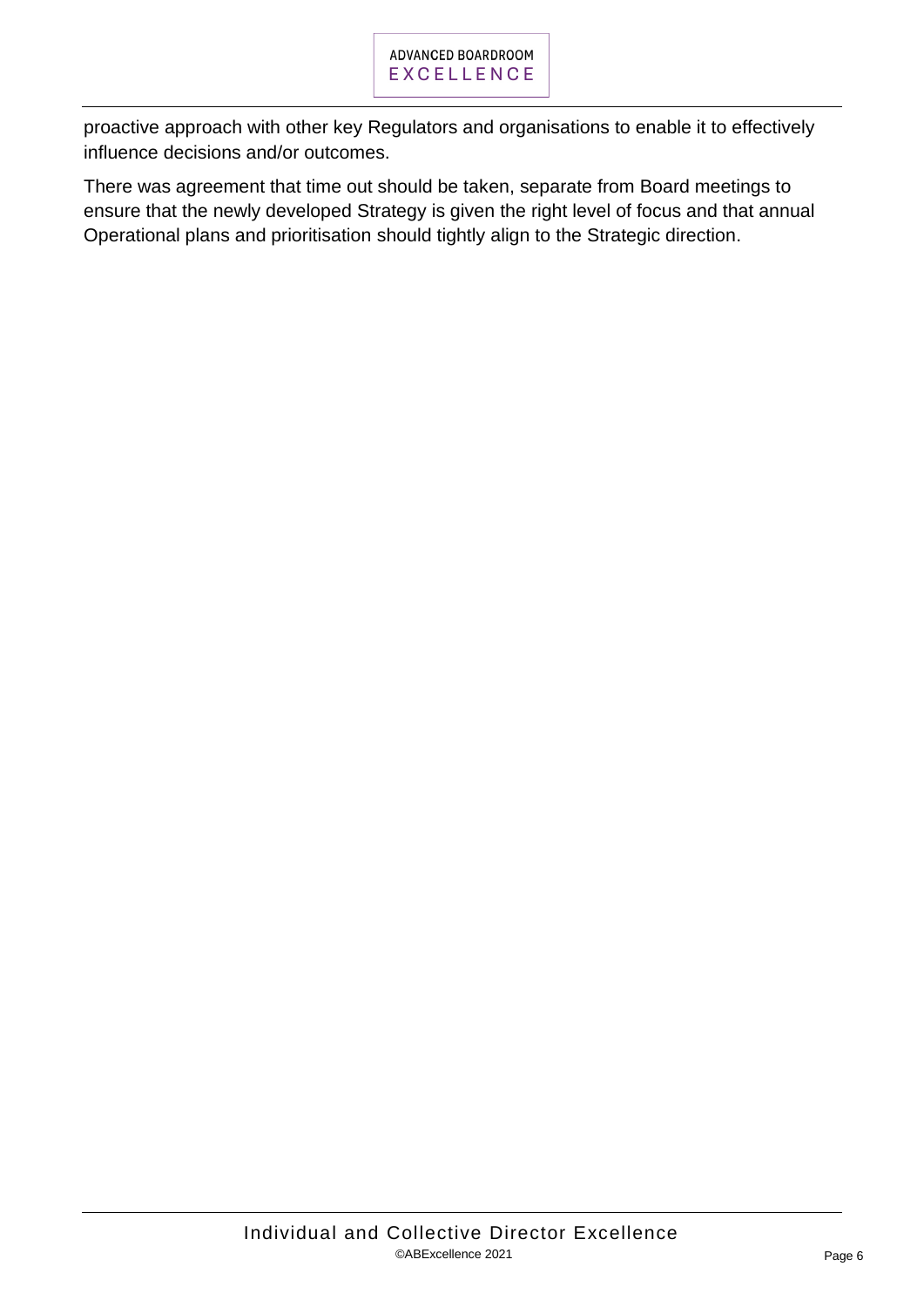proactive approach with other key Regulators and organisations to enable it to effectively influence decisions and/or outcomes.

There was agreement that time out should be taken, separate from Board meetings to ensure that the newly developed Strategy is given the right level of focus and that annual Operational plans and prioritisation should tightly align to the Strategic direction.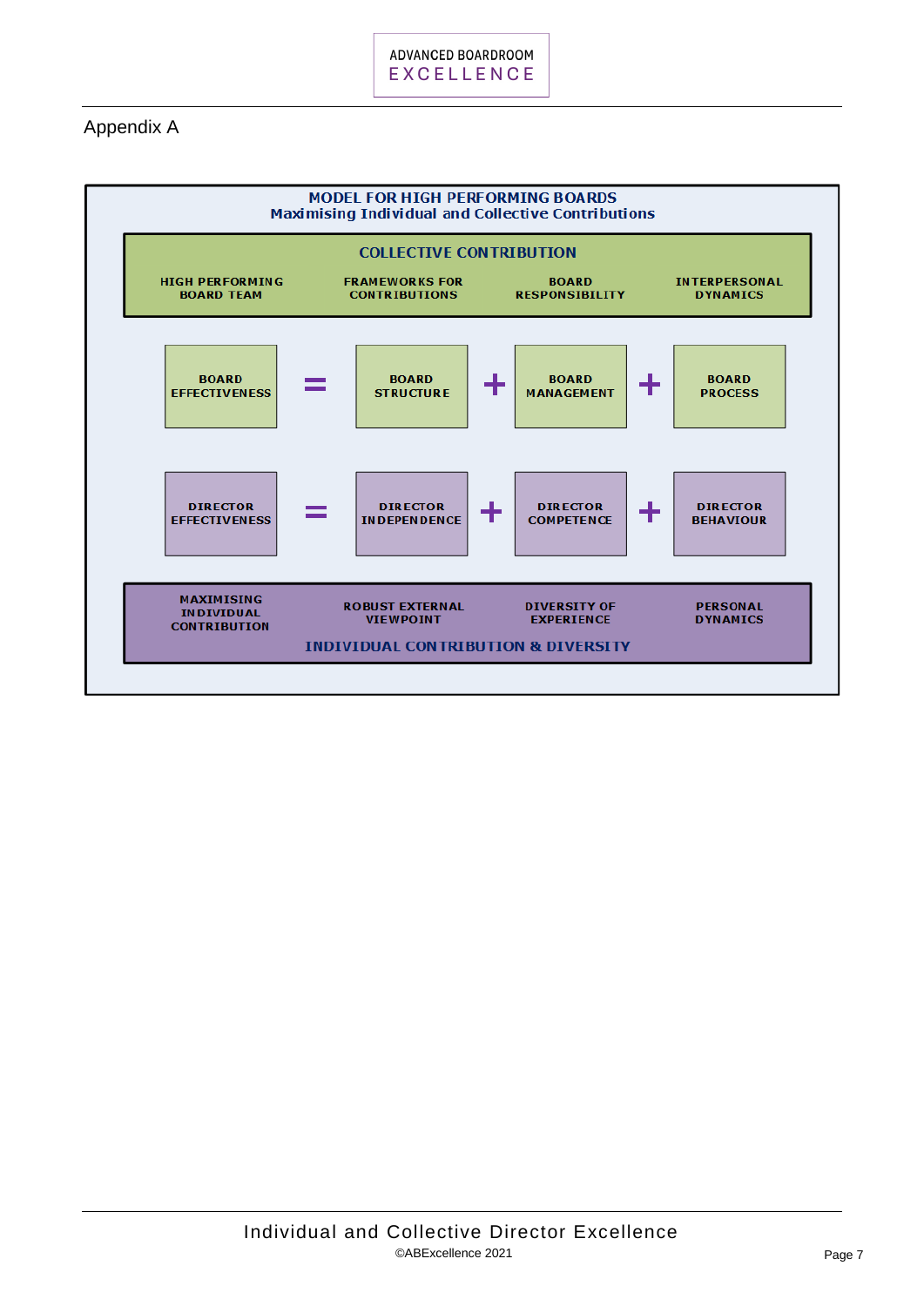# Appendix A

**MODEL FOR HIGH PERFORMING BOARDS**
**Maximising Individual and Collective Contributions**

**COLLECTIVE CONTRIBUTION**

HIGH PERFORMING BOARD TEAM

FRAMEWORKS FOR CONTRIBUTIONS

BOARD RESPONSIBILITY

INTERPERSONAL DYNAMICS

BOARD EFFECTIVENESS = BOARD STRUCTURE + BOARD MANAGEMENT + BOARD PROCESS

DIRECTOR EFFECTIVENESS = DIRECTOR INDEPENDENCE + DIRECTOR COMPETENCE + DIRECTOR BEHAVIOUR

MAXIMISING INDIVIDUAL CONTRIBUTION

ROBUST EXTERNAL VIEWPOINT

DIVERSITY OF EXPERIENCE

PERSONAL DYNAMICS

**INDIVIDUAL CONTRIBUTION & DIVERSITY**